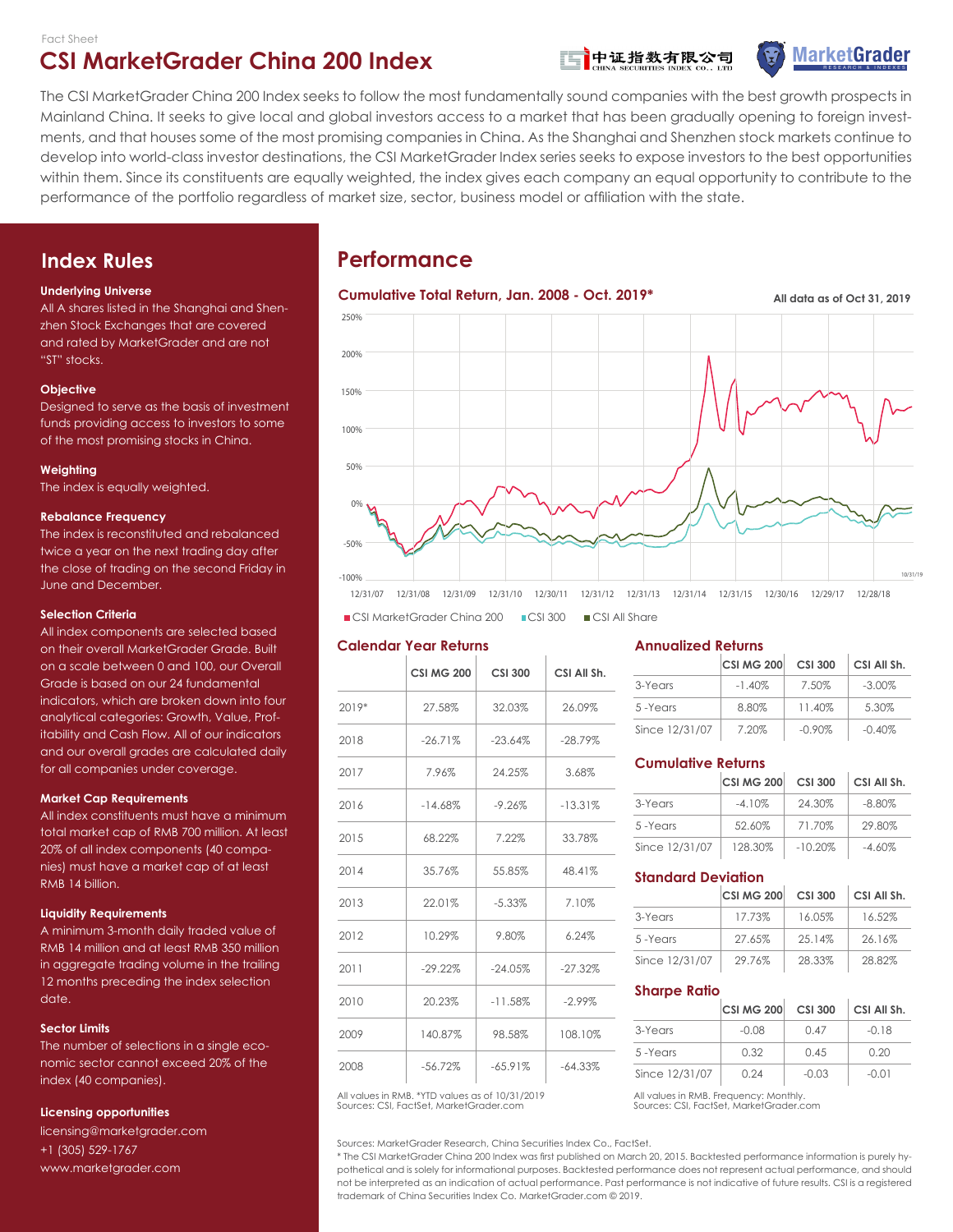Fact Sheet

# CSI MarketGrader China 200 Index

The CSI MarketGrader China 200 Index seeks to follow the most fundamentally sound companies with the best growth prospects in Mainland China. It seeks to give local and global investors access to a market that has been gradually opening to foreign investments, and that houses some of the most promising companies in China. As the Shanghai and Shenzhen stock markets continue to develop into world-class investor destinations, the CSI MarketGrader Index series seeks to expose investors to the best opportunities within them. Since its constituents are equally weighted, the index gives each company an equal opportunity to contribute to the performance of the portfolio regardless of market size, sector, business model or affiliation with the state.

## Index Rules

**Underlying Universe**
All A shares listed in the Shanghai and Shenzhen Stock Exchanges that are covered and rated by MarketGrader and are not "ST" stocks.

**Objective**
Designed to serve as the basis of investment funds providing access to investors to some of the most promising stocks in China.

**Weighting**
The index is equally weighted.

**Rebalance Frequency**
The index is reconstituted and rebalanced twice a year on the next trading day after the close of trading on the second Friday in June and December.

**Selection Criteria**
All index components are selected based on their overall MarketGrader Grade. Built on a scale between 0 and 100, our Overall Grade is based on our 24 fundamental indicators, which are broken down into four analytical categories: Growth, Value, Profitability and Cash Flow. All of our indicators and our overall grades are calculated daily for all companies under coverage.

**Market Cap Requirements**
All index constituents must have a minimum total market cap of RMB 700 million. At least 20% of all index components (40 companies) must have a market cap of at least RMB 14 billion.

**Liquidity Requirements**
A minimum 3-month daily traded value of RMB 14 million and at least RMB 350 million in aggregate trading volume in the trailing 12 months preceding the index selection date.

**Sector Limits**
The number of selections in a single economic sector cannot exceed 20% of the index (40 companies).

**Licensing opportunities**
licensing@marketgrader.com
+1 (305) 529-1767
www.marketgrader.com

## Performance

### Cumulative Total Return, Jan. 2008 - Oct. 2019*

All data as of Oct 31, 2019

■ CSI MarketGrader China 200 ■ CSI 300 ■ CSI All Share

### Calendar Year Returns

| | CSI MG 200 | CSI 300 | CSI All Sh. |
|---|---|---|---|
| 2019* | 27.58% | 32.03% | 26.09% |
| 2018 | -26.71% | -23.64% | -28.79% |
| 2017 | 7.96% | 24.25% | 3.68% |
| 2016 | -14.68% | -9.26% | -13.31% |
| 2015 | 68.22% | 7.22% | 33.78% |
| 2014 | 35.76% | 55.85% | 48.41% |
| 2013 | 22.01% | -5.33% | 7.10% |
| 2012 | 10.29% | 9.80% | 6.24% |
| 2011 | -29.22% | -24.05% | -27.32% |
| 2010 | 20.23% | -11.58% | -2.99% |
| 2009 | 140.87% | 98.58% | 108.10% |
| 2008 | -56.72% | -65.91% | -64.33% |

All values in RMB. *YTD values as of 10/31/2019
Sources: CSI, FactSet, MarketGrader.com

### Annualized Returns

| | CSI MG 200 | CSI 300 | CSI All Sh. |
|---|---|---|---|
| 3-Years | -1.40% | 7.50% | -3.00% |
| 5 -Years | 8.80% | 11.40% | 5.30% |
| Since 12/31/07 | 7.20% | -0.90% | -0.40% |

### Cumulative Returns

| | CSI MG 200 | CSI 300 | CSI All Sh. |
|---|---|---|---|
| 3-Years | -4.10% | 24.30% | -8.80% |
| 5 -Years | 52.60% | 71.70% | 29.80% |
| Since 12/31/07 | 128.30% | -10.20% | -4.60% |

### Standard Deviation

| | CSI MG 200 | CSI 300 | CSI All Sh. |
|---|---|---|---|
| 3-Years | 17.73% | 16.05% | 16.52% |
| 5 -Years | 27.65% | 25.14% | 26.16% |
| Since 12/31/07 | 29.76% | 28.33% | 28.82% |

### Sharpe Ratio

| | CSI MG 200 | CSI 300 | CSI All Sh. |
|---|---|---|---|
| 3-Years | -0.08 | 0.47 | -0.18 |
| 5 -Years | 0.32 | 0.45 | 0.20 |
| Since 12/31/07 | 0.24 | -0.03 | -0.01 |

All values in RMB. Frequency: Monthly.
Sources: CSI, FactSet, MarketGrader.com

Sources: MarketGrader Research, China Securities Index Co., FactSet.
* The CSI MarketGrader China 200 Index was first published on March 20, 2015. Backtested performance information is purely hypothetical and is solely for informational purposes. Backtested performance does not represent actual performance, and should not be interpreted as an indication of actual performance. Past performance is not indicative of future results. CSI is a registered trademark of China Securities Index Co. MarketGrader.com © 2019.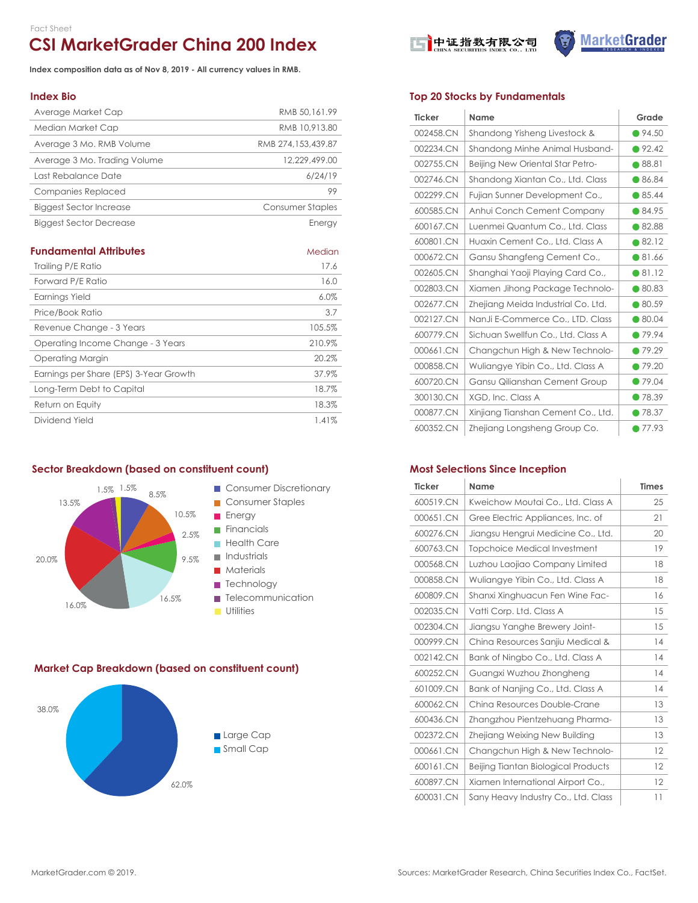Fact Sheet

# CSI MarketGrader China 200 Index

中证指数有限公司 CHINA SECURITIES INDEX CO., LTD MarketGrader RESEARCH & INDEXES

**Index composition data as of Nov 8, 2019 - All currency values in RMB.**

## Index Bio

| | |
|---|---|
| Average Market Cap | RMB 50,161.99 |
| Median Market Cap | RMB 10,913.80 |
| Average 3 Mo. RMB Volume | RMB 274,153,439.87 |
| Average 3 Mo. Trading Volume | 12,229,499.00 |
| Last Rebalance Date | 6/24/19 |
| Companies Replaced | 99 |
| Biggest Sector Increase | Consumer Staples |
| Biggest Sector Decrease | Energy |

## Fundamental Attributes

| | Median |
|---|---|
| Trailing P/E Ratio | 17.6 |
| Forward P/E Ratio | 16.0 |
| Earnings Yield | 6.0% |
| Price/Book Ratio | 3.7 |
| Revenue Change - 3 Years | 105.5% |
| Operating Income Change - 3 Years | 210.9% |
| Operating Margin | 20.2% |
| Earnings per Share (EPS) 3-Year Growth | 37.9% |
| Long-Term Debt to Capital | 18.7% |
| Return on Equity | 18.3% |
| Dividend Yield | 1.41% |

## Sector Breakdown (based on constituent count)

1.5% 1.5% 8.5% 13.5% 10.5% 2.5% 20.0% 9.5% 16.0% 16.5%

Consumer Discretionary
Consumer Staples
Energy
Financials
Health Care
Industrials
Materials
Technology
Telecommunication
Utilities

## Market Cap Breakdown (based on constituent count)

38.0% 62.0%

Large Cap
Small Cap

## Top 20 Stocks by Fundamentals

| Ticker | Name | Grade |
|---|---|---|
| 002458.CN | Shandong Yisheng Livestock & | 94.50 |
| 002234.CN | Shandong Minhe Animal Husband- | 92.42 |
| 002755.CN | Beijing New Oriental Star Petro- | 88.81 |
| 002746.CN | Shandong Xiantan Co., Ltd. Class | 86.84 |
| 002299.CN | Fujian Sunner Development Co., | 85.44 |
| 600585.CN | Anhui Conch Cement Company | 84.95 |
| 600167.CN | Luenmei Quantum Co., Ltd. Class | 82.88 |
| 600801.CN | Huaxin Cement Co., Ltd. Class A | 82.12 |
| 000672.CN | Gansu Shangfeng Cement Co., | 81.66 |
| 002605.CN | Shanghai Yaoji Playing Card Co., | 81.12 |
| 002803.CN | Xiamen Jihong Package Technolo- | 80.83 |
| 002677.CN | Zhejiang Meida Industrial Co. Ltd. | 80.59 |
| 002127.CN | NanJi E-Commerce Co., LTD. Class | 80.04 |
| 600779.CN | Sichuan Swellfun Co., Ltd. Class A | 79.94 |
| 000661.CN | Changchun High & New Technolo- | 79.29 |
| 000858.CN | Wuliangye Yibin Co., Ltd. Class A | 79.20 |
| 600720.CN | Gansu Qilianshan Cement Group | 79.04 |
| 300130.CN | XGD, Inc. Class A | 78.39 |
| 000877.CN | Xinjiang Tianshan Cement Co., Ltd. | 78.37 |
| 600352.CN | Zhejiang Longsheng Group Co. | 77.93 |

## Most Selections Since Inception

| Ticker | Name | Times |
|---|---|---|
| 600519.CN | Kweichow Moutai Co., Ltd. Class A | 25 |
| 000651.CN | Gree Electric Appliances, Inc. of | 21 |
| 600276.CN | Jiangsu Hengrui Medicine Co., Ltd. | 20 |
| 600763.CN | Topchoice Medical Investment | 19 |
| 000568.CN | Luzhou Laojiao Company Limited | 18 |
| 000858.CN | Wuliangye Yibin Co., Ltd. Class A | 18 |
| 600809.CN | Shanxi Xinghuacun Fen Wine Fac- | 16 |
| 002035.CN | Vatti Corp. Ltd. Class A | 15 |
| 002304.CN | Jiangsu Yanghe Brewery Joint- | 15 |
| 000999.CN | China Resources Sanjiu Medical & | 14 |
| 002142.CN | Bank of Ningbo Co., Ltd. Class A | 14 |
| 600252.CN | Guangxi Wuzhou Zhongheng | 14 |
| 601009.CN | Bank of Nanjing Co., Ltd. Class A | 14 |
| 600062.CN | China Resources Double-Crane | 13 |
| 600436.CN | Zhangzhou Pientzehuang Pharma- | 13 |
| 002372.CN | Zhejiang Weixing New Building | 13 |
| 000661.CN | Changchun High & New Technolo- | 12 |
| 600161.CN | Beijing Tiantan Biological Products | 12 |
| 600897.CN | Xiamen International Airport Co., | 12 |
| 600031.CN | Sany Heavy Industry Co., Ltd. Class | 11 |

MarketGrader.com © 2019.

Sources: MarketGrader Research, China Securities Index Co., FactSet.